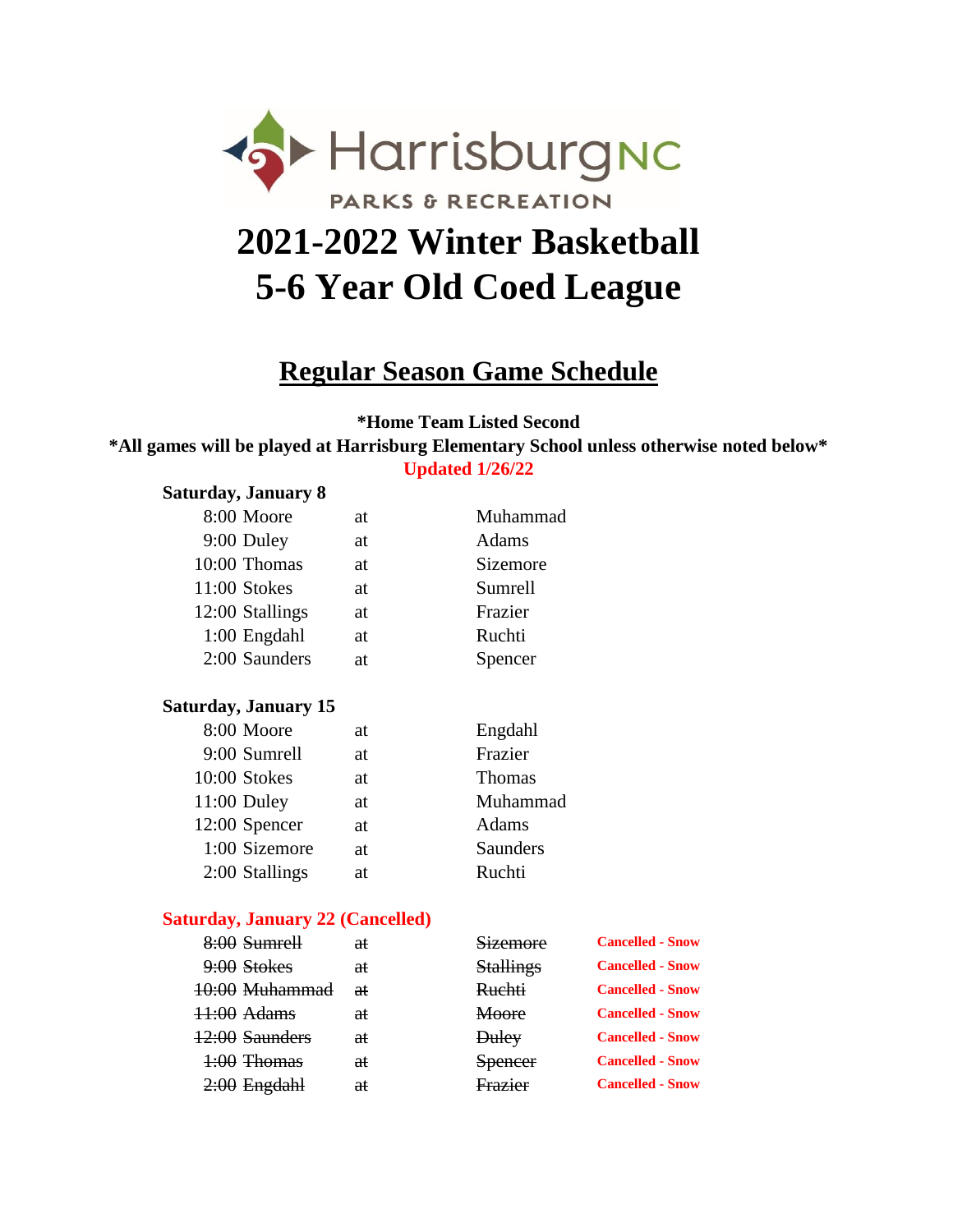Harrisburg NC
PARKS & RECREATION

# 2021-2022 Winter Basketball
# 5-6 Year Old Coed League

## Regular Season Game Schedule

**\*Home Team Listed Second**

**\*All games will be played at Harrisburg Elementary School unless otherwise noted below\***

**Updated 1/26/22**

**Saturday, January 8**

| | | |
|---|---|---|
| 8:00 Moore | at | Muhammad |
| 9:00 Duley | at | Adams |
| 10:00 Thomas | at | Sizemore |
| 11:00 Stokes | at | Sumrell |
| 12:00 Stallings | at | Frazier |
| 1:00 Engdahl | at | Ruchti |
| 2:00 Saunders | at | Spencer |

**Saturday, January 15**

| | | |
|---|---|---|
| 8:00 Moore | at | Engdahl |
| 9:00 Sumrell | at | Frazier |
| 10:00 Stokes | at | Thomas |
| 11:00 Duley | at | Muhammad |
| 12:00 Spencer | at | Adams |
| 1:00 Sizemore | at | Saunders |
| 2:00 Stallings | at | Ruchti |

**Saturday, January 22 (Cancelled)**

| | | | |
|---|---|---|---|
| ~~8:00 Sumrell~~ | ~~at~~ | ~~Sizemore~~ | **Cancelled - Snow** |
| ~~9:00 Stokes~~ | ~~at~~ | ~~Stallings~~ | **Cancelled - Snow** |
| ~~10:00 Muhammad~~ | ~~at~~ | ~~Ruchti~~ | **Cancelled - Snow** |
| ~~11:00 Adams~~ | ~~at~~ | ~~Moore~~ | **Cancelled - Snow** |
| ~~12:00 Saunders~~ | ~~at~~ | ~~Duley~~ | **Cancelled - Snow** |
| ~~1:00 Thomas~~ | ~~at~~ | ~~Spencer~~ | **Cancelled - Snow** |
| ~~2:00 Engdahl~~ | ~~at~~ | ~~Frazier~~ | **Cancelled - Snow** |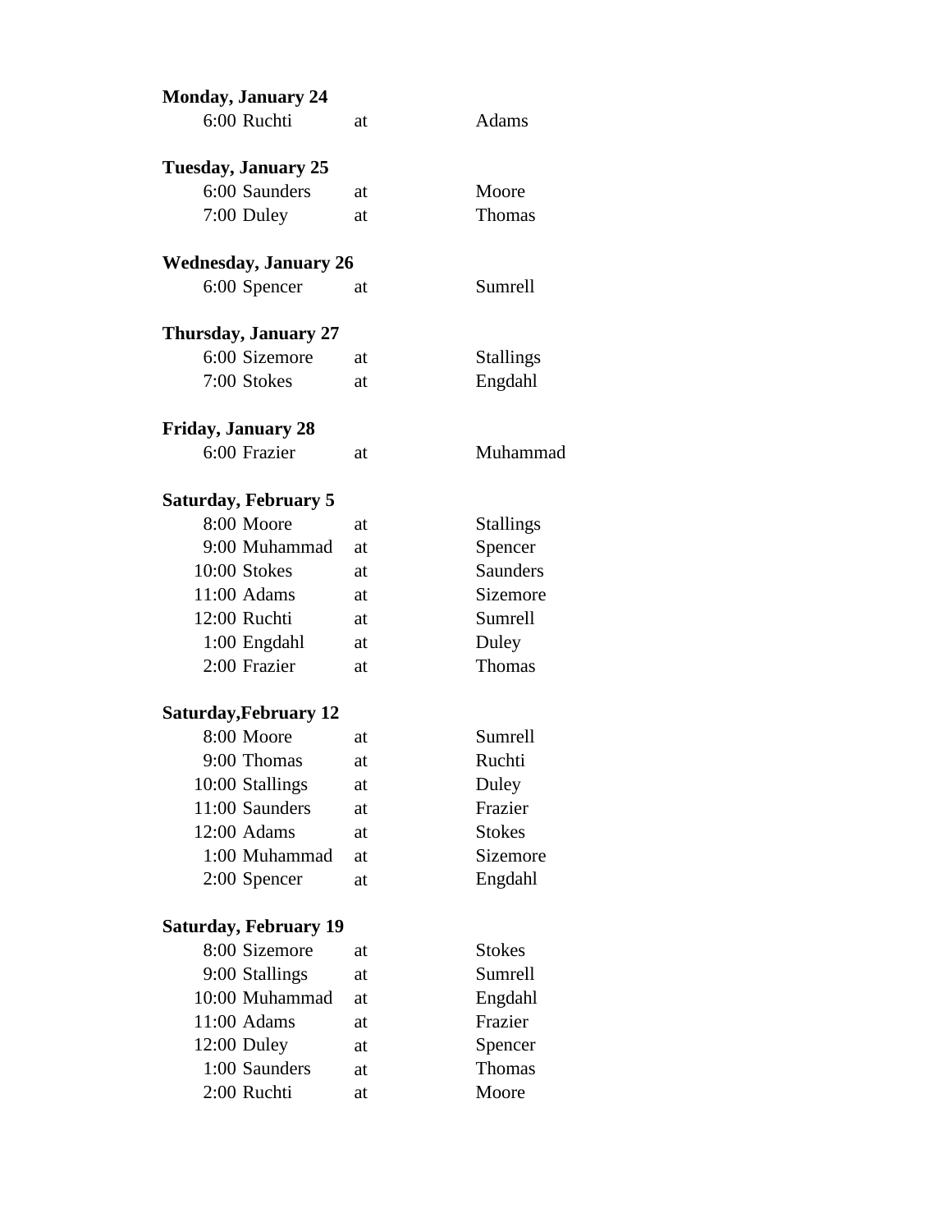**Monday, January 24**

| | | | |
|---|---|---|---|
| 6:00 | Ruchti | at | Adams |

**Tuesday, January 25**

| | | | |
|---|---|---|---|
| 6:00 | Saunders | at | Moore |
| 7:00 | Duley | at | Thomas |

**Wednesday, January 26**

| | | | |
|---|---|---|---|
| 6:00 | Spencer | at | Sumrell |

**Thursday, January 27**

| | | | |
|---|---|---|---|
| 6:00 | Sizemore | at | Stallings |
| 7:00 | Stokes | at | Engdahl |

**Friday, January 28**

| | | | |
|---|---|---|---|
| 6:00 | Frazier | at | Muhammad |

**Saturday, February 5**

| | | | |
|---|---|---|---|
| 8:00 | Moore | at | Stallings |
| 9:00 | Muhammad | at | Spencer |
| 10:00 | Stokes | at | Saunders |
| 11:00 | Adams | at | Sizemore |
| 12:00 | Ruchti | at | Sumrell |
| 1:00 | Engdahl | at | Duley |
| 2:00 | Frazier | at | Thomas |

**Saturday,February 12**

| | | | |
|---|---|---|---|
| 8:00 | Moore | at | Sumrell |
| 9:00 | Thomas | at | Ruchti |
| 10:00 | Stallings | at | Duley |
| 11:00 | Saunders | at | Frazier |
| 12:00 | Adams | at | Stokes |
| 1:00 | Muhammad | at | Sizemore |
| 2:00 | Spencer | at | Engdahl |

**Saturday, February 19**

| | | | |
|---|---|---|---|
| 8:00 | Sizemore | at | Stokes |
| 9:00 | Stallings | at | Sumrell |
| 10:00 | Muhammad | at | Engdahl |
| 11:00 | Adams | at | Frazier |
| 12:00 | Duley | at | Spencer |
| 1:00 | Saunders | at | Thomas |
| 2:00 | Ruchti | at | Moore |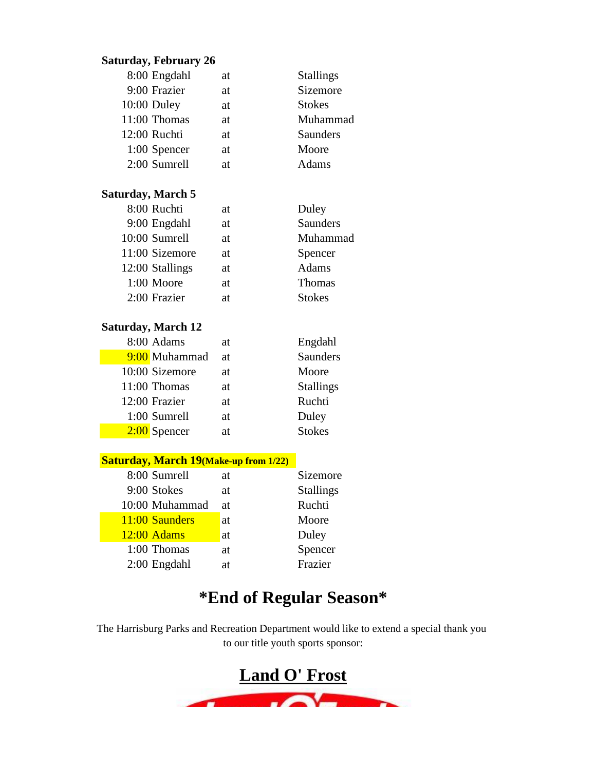**Saturday, February 26**

| | | | |
|---|---|---|---|
| 8:00 | Engdahl | at | Stallings |
| 9:00 | Frazier | at | Sizemore |
| 10:00 | Duley | at | Stokes |
| 11:00 | Thomas | at | Muhammad |
| 12:00 | Ruchti | at | Saunders |
| 1:00 | Spencer | at | Moore |
| 2:00 | Sumrell | at | Adams |

**Saturday, March 5**

| | | | |
|---|---|---|---|
| 8:00 | Ruchti | at | Duley |
| 9:00 | Engdahl | at | Saunders |
| 10:00 | Sumrell | at | Muhammad |
| 11:00 | Sizemore | at | Spencer |
| 12:00 | Stallings | at | Adams |
| 1:00 | Moore | at | Thomas |
| 2:00 | Frazier | at | Stokes |

**Saturday, March 12**

| | | | |
|---|---|---|---|
| 8:00 | Adams | at | Engdahl |
| 9:00 | Muhammad | at | Saunders |
| 10:00 | Sizemore | at | Moore |
| 11:00 | Thomas | at | Stallings |
| 12:00 | Frazier | at | Ruchti |
| 1:00 | Sumrell | at | Duley |
| 2:00 | Spencer | at | Stokes |

**Saturday, March 19(Make-up from 1/22)**

| | | | |
|---|---|---|---|
| 8:00 | Sumrell | at | Sizemore |
| 9:00 | Stokes | at | Stallings |
| 10:00 | Muhammad | at | Ruchti |
| 11:00 | Saunders | at | Moore |
| 12:00 | Adams | at | Duley |
| 1:00 | Thomas | at | Spencer |
| 2:00 | Engdahl | at | Frazier |

# *End of Regular Season*

The Harrisburg Parks and Recreation Department would like to extend a special thank you to our title youth sports sponsor:

## Land O' Frost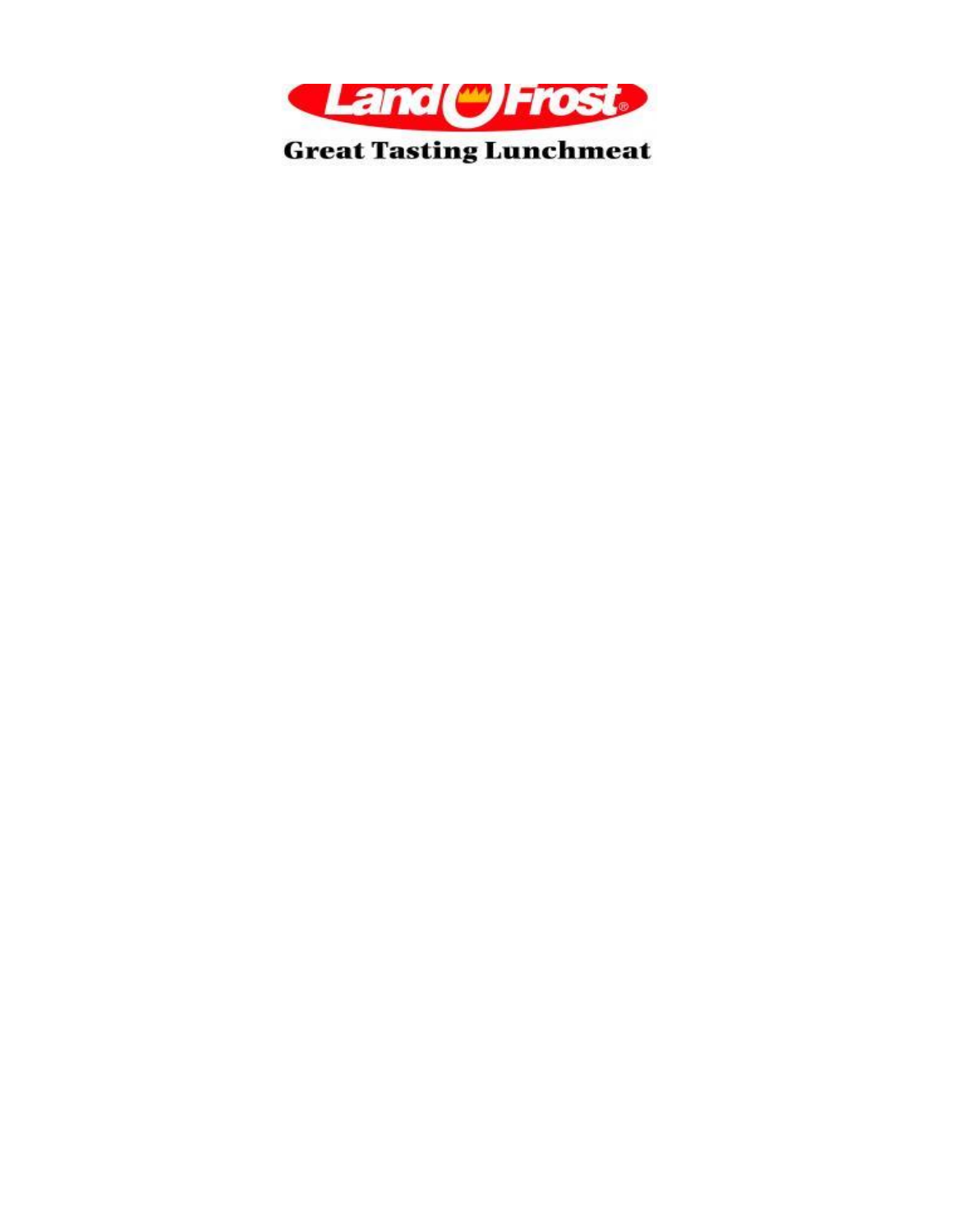Land O Frost®

Great Tasting Lunchmeat